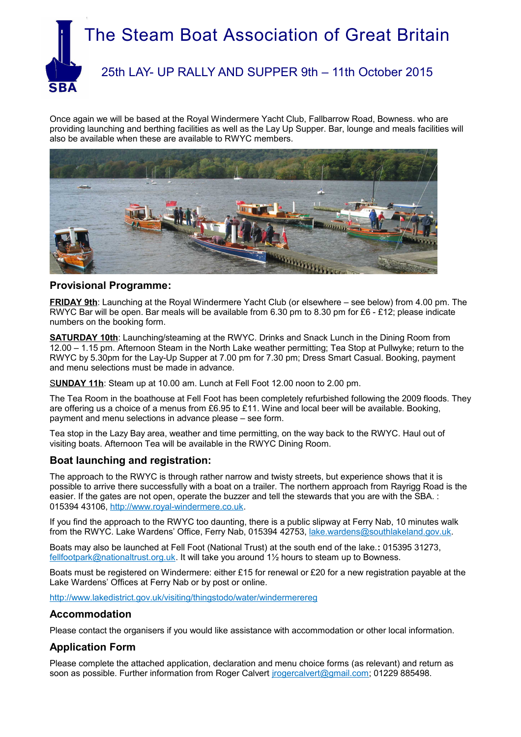# The Steam Boat Association of Great Britain

## 25th LAY- UP RALLY AND SUPPER 9th – 11th October 2015

Once again we will be based at the Royal Windermere Yacht Club, Fallbarrow Road, Bowness. who are providing launching and berthing facilities as well as the Lay Up Supper. Bar, lounge and meals facilities will also be available when these are available to RWYC members.

### Provisional Programme:

**FRIDAY 9th**: Launching at the Royal Windermere Yacht Club (or elsewhere – see below) from 4.00 pm. The RWYC Bar will be open. Bar meals will be available from 6.30 pm to 8.30 pm for £6 - £12; please indicate numbers on the booking form.

**SATURDAY 10th**: Launching/steaming at the RWYC. Drinks and Snack Lunch in the Dining Room from 12.00 – 1.15 pm. Afternoon Steam in the North Lake weather permitting; Tea Stop at Pullwyke; return to the RWYC by 5.30pm for the Lay-Up Supper at 7.00 pm for 7.30 pm; Dress Smart Casual. Booking, payment and menu selections must be made in advance.

**SUNDAY 11h**: Steam up at 10.00 am. Lunch at Fell Foot 12.00 noon to 2.00 pm.

The Tea Room in the boathouse at Fell Foot has been completely refurbished following the 2009 floods. They are offering us a choice of a menus from £6.95 to £11. Wine and local beer will be available. Booking, payment and menu selections in advance please – see form.

Tea stop in the Lazy Bay area, weather and time permitting, on the way back to the RWYC. Haul out of visiting boats. Afternoon Tea will be available in the RWYC Dining Room.

### Boat launching and registration:

The approach to the RWYC is through rather narrow and twisty streets, but experience shows that it is possible to arrive there successfully with a boat on a trailer. The northern approach from Rayrigg Road is the easier. If the gates are not open, operate the buzzer and tell the stewards that you are with the SBA. : 015394 43106, http://www.royal-windermere.co.uk.

If you find the approach to the RWYC too daunting, there is a public slipway at Ferry Nab, 10 minutes walk from the RWYC. Lake Wardens' Office, Ferry Nab, 015394 42753, lake.wardens@southlakeland.gov.uk.

Boats may also be launched at Fell Foot (National Trust) at the south end of the lake.**:** 015395 31273, fellfootpark@nationaltrust.org.uk. It will take you around 1½ hours to steam up to Bowness.

Boats must be registered on Windermere: either £15 for renewal or £20 for a new registration payable at the Lake Wardens' Offices at Ferry Nab or by post or online.

http://www.lakedistrict.gov.uk/visiting/thingstodo/water/windermererег

### Accommodation

Please contact the organisers if you would like assistance with accommodation or other local information.

### Application Form

Please complete the attached application, declaration and menu choice forms (as relevant) and return as soon as possible. Further information from Roger Calvert jrogercalvert@gmail.com; 01229 885498.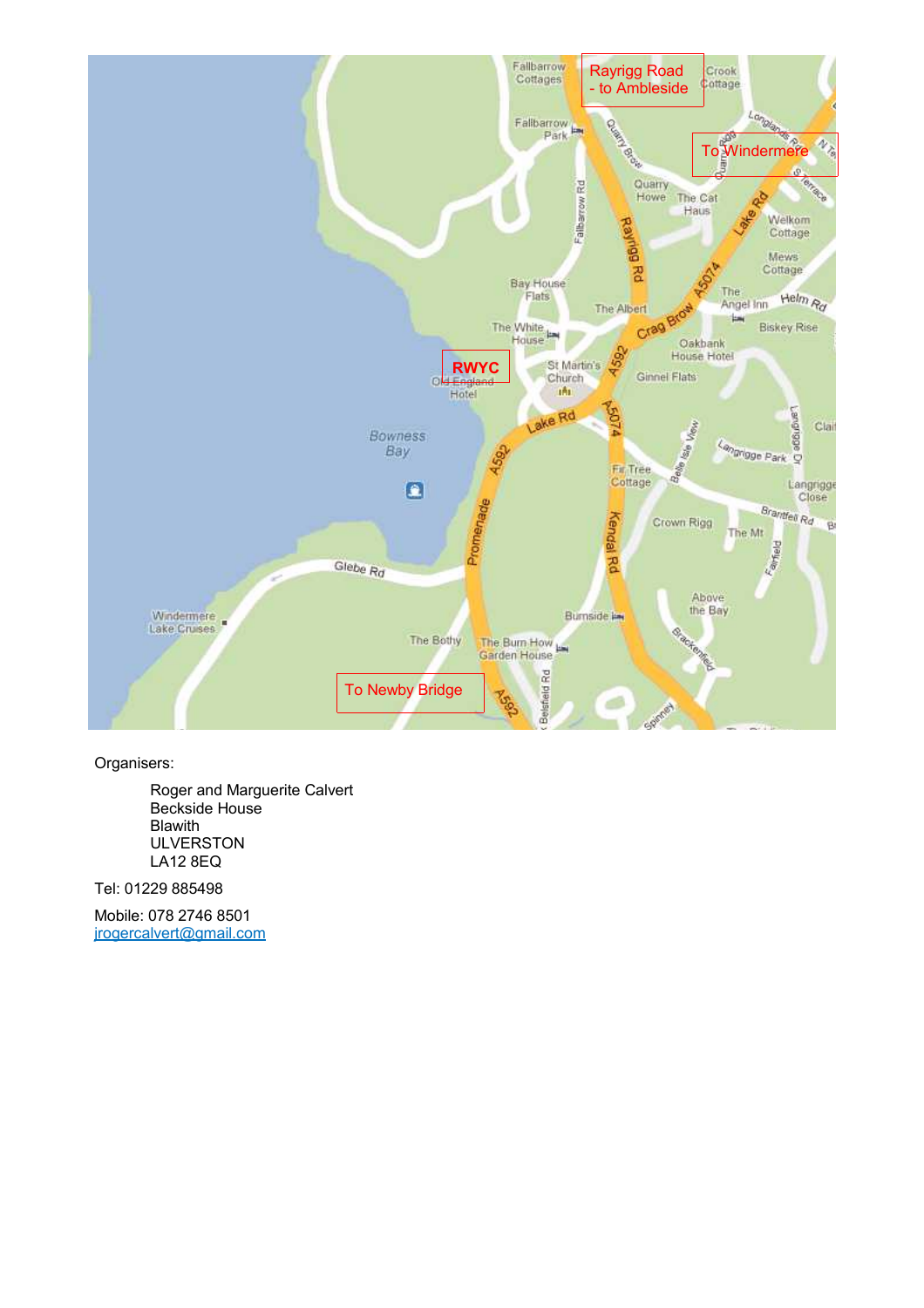Organisers:

Roger and Marguerite Calvert
Beckside House
Blawith
ULVERSTON
LA12 8EQ

Tel: 01229 885498

Mobile: 078 2746 8501
jrogercalvert@gmail.com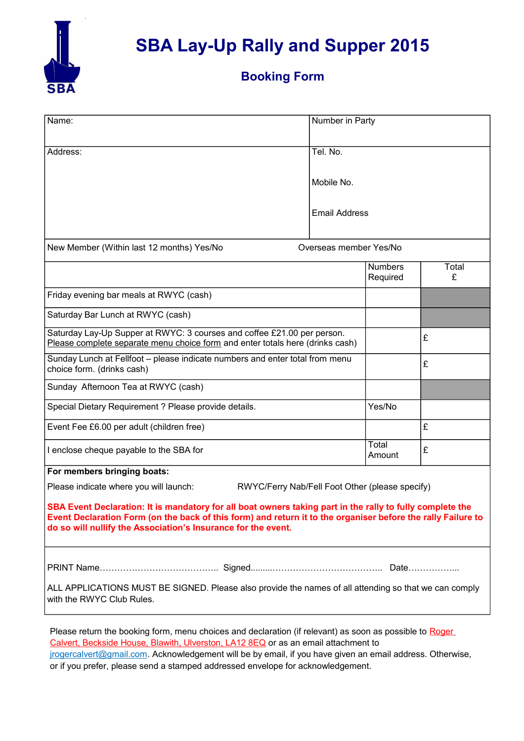SBA

# SBA Lay-Up Rally and Supper 2015

## Booking Form

| Name: | Number in Party |
|---|---|
| Address: | Tel. No.<br><br>Mobile No.<br><br>Email Address |

New Member (Within last 12 months) Yes/No    Overseas member Yes/No

| | Numbers Required | Total £ |
|---|---|---|
| Friday evening bar meals at RWYC (cash) | | |
| Saturday Bar Lunch at RWYC (cash) | | |
| Saturday Lay-Up Supper at RWYC: 3 courses and coffee £21.00 per person. Please complete separate menu choice form and enter totals here (drinks cash) | | £ |
| Sunday Lunch at Fellfoot – please indicate numbers and enter total from menu choice form. (drinks cash) | | £ |
| Sunday Afternoon Tea at RWYC (cash) | | |
| Special Dietary Requirement ? Please provide details. | Yes/No | |
| Event Fee £6.00 per adult (children free) | | £ |
| I enclose cheque payable to the SBA for | Total Amount | £ |

**For members bringing boats:**

Please indicate where you will launch:    RWYC/Ferry Nab/Fell Foot Other (please specify)

**SBA Event Declaration: It is mandatory for all boat owners taking part in the rally to fully complete the Event Declaration Form (on the back of this form) and return it to the organiser before the rally Failure to do so will nullify the Association's Insurance for the event.**

PRINT Name…………………………………… Signed.........……………………………… Date……………...

ALL APPLICATIONS MUST BE SIGNED. Please also provide the names of all attending so that we can comply with the RWYC Club Rules.

Please return the booking form, menu choices and declaration (if relevant) as soon as possible to Roger Calvert, Beckside House, Blawith, Ulverston, LA12 8EQ or as an email attachment to jrogercalvert@gmail.com. Acknowledgement will be by email, if you have given an email address. Otherwise, or if you prefer, please send a stamped addressed envelope for acknowledgement.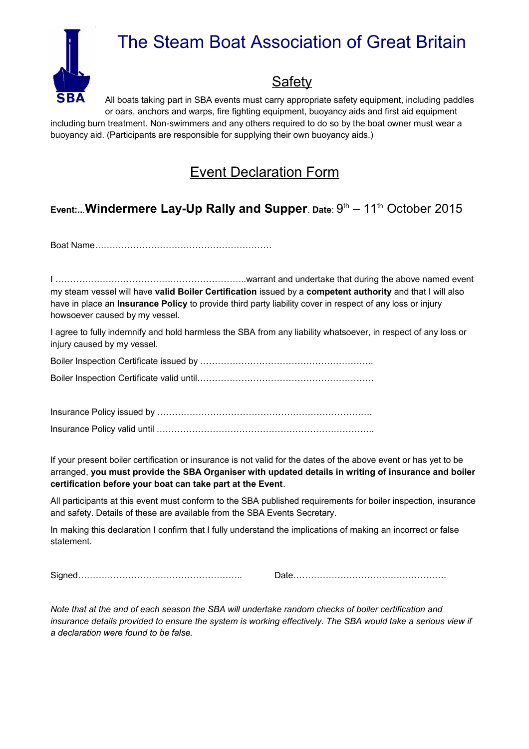# The Steam Boat Association of Great Britain

## Safety

All boats taking part in SBA events must carry appropriate safety equipment, including paddles or oars, anchors and warps, fire fighting equipment, buoyancy aids and first aid equipment including burn treatment. Non-swimmers and any others required to do so by the boat owner must wear a buoyancy aid. (Participants are responsible for supplying their own buoyancy aids.)

## Event Declaration Form

**Event:...Windermere Lay-Up Rally and Supper**. **Date**: 9th – 11th October 2015

Boat Name……………………………………………………

I ………………………………………………………..warrant and undertake that during the above named event my steam vessel will have **valid Boiler Certification** issued by a **competent authority** and that I will also have in place an **Insurance Policy** to provide third party liability cover in respect of any loss or injury howsoever caused by my vessel.

I agree to fully indemnify and hold harmless the SBA from any liability whatsoever, in respect of any loss or injury caused by my vessel.

Boiler Inspection Certificate issued by …………………………………………………..

Boiler Inspection Certificate valid until……………………………………………………

Insurance Policy issued by ……………………………………………………………….

Insurance Policy valid until ………………………………………………………………..

If your present boiler certification or insurance is not valid for the dates of the above event or has yet to be arranged, **you must provide the SBA Organiser with updated details in writing of insurance and boiler certification before your boat can take part at the Event**.

All participants at this event must conform to the SBA published requirements for boiler inspection, insurance and safety. Details of these are available from the SBA Events Secretary.

In making this declaration I confirm that I fully understand the implications of making an incorrect or false statement.

Signed………………………………………………..     Date…………………………………………….

*Note that at the and of each season the SBA will undertake random checks of boiler certification and insurance details provided to ensure the system is working effectively. The SBA would take a serious view if a declaration were found to be false.*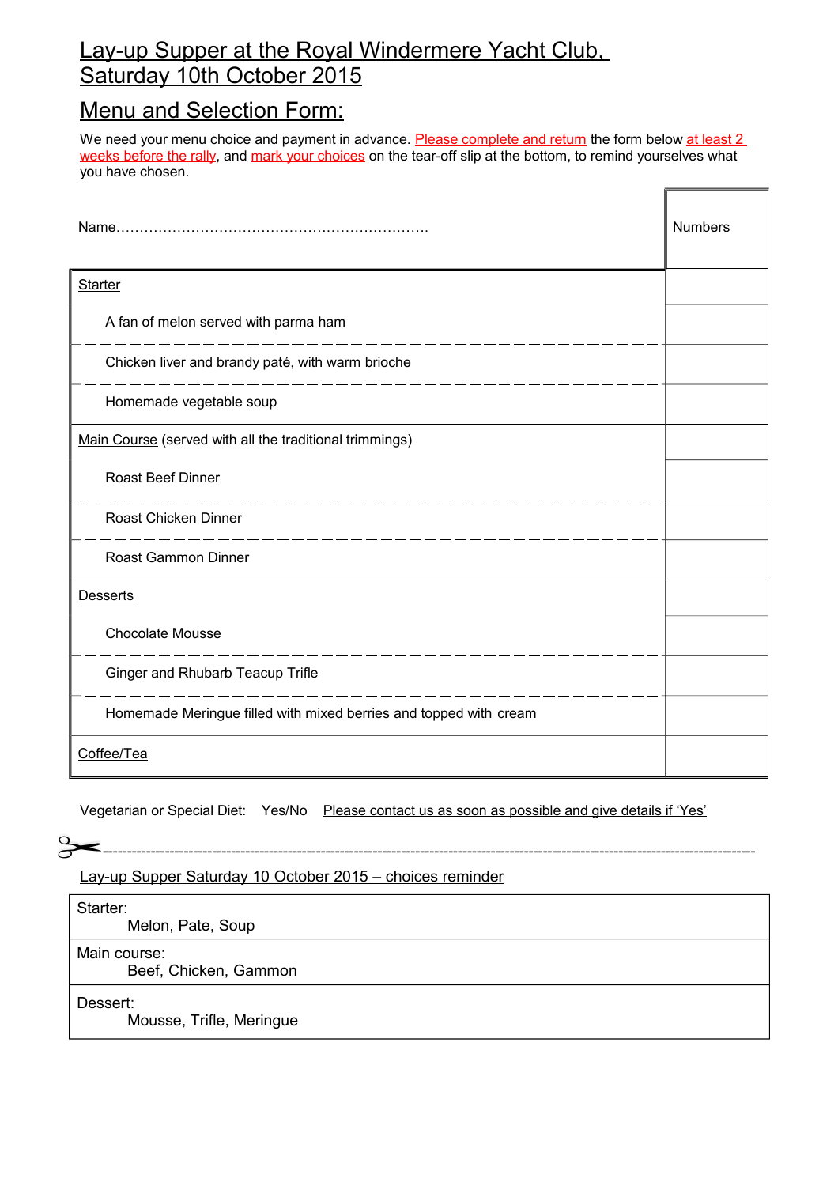# Lay-up Supper at the Royal Windermere Yacht Club, Saturday 10th October 2015

## Menu and Selection Form:

We need your menu choice and payment in advance. Please complete and return the form below at least 2 weeks before the rally, and mark your choices on the tear-off slip at the bottom, to remind yourselves what you have chosen.

| Name………………………………………………………… | Numbers |
|---|---|
| Starter | |
| A fan of melon served with parma ham | |
| Chicken liver and brandy paté, with warm brioche | |
| Homemade vegetable soup | |
| Main Course (served with all the traditional trimmings) | |
| Roast Beef Dinner | |
| Roast Chicken Dinner | |
| Roast Gammon Dinner | |
| Desserts | |
| Chocolate Mousse | |
| Ginger and Rhubarb Teacup Trifle | |
| Homemade Meringue filled with mixed berries and topped with cream | |
| Coffee/Tea | |

Vegetarian or Special Diet: Yes/No Please contact us as soon as possible and give details if 'Yes'

---

Lay-up Supper Saturday 10 October 2015 – choices reminder

| |
|---|
| Starter: Melon, Pate, Soup |
| Main course: Beef, Chicken, Gammon |
| Dessert: Mousse, Trifle, Meringue |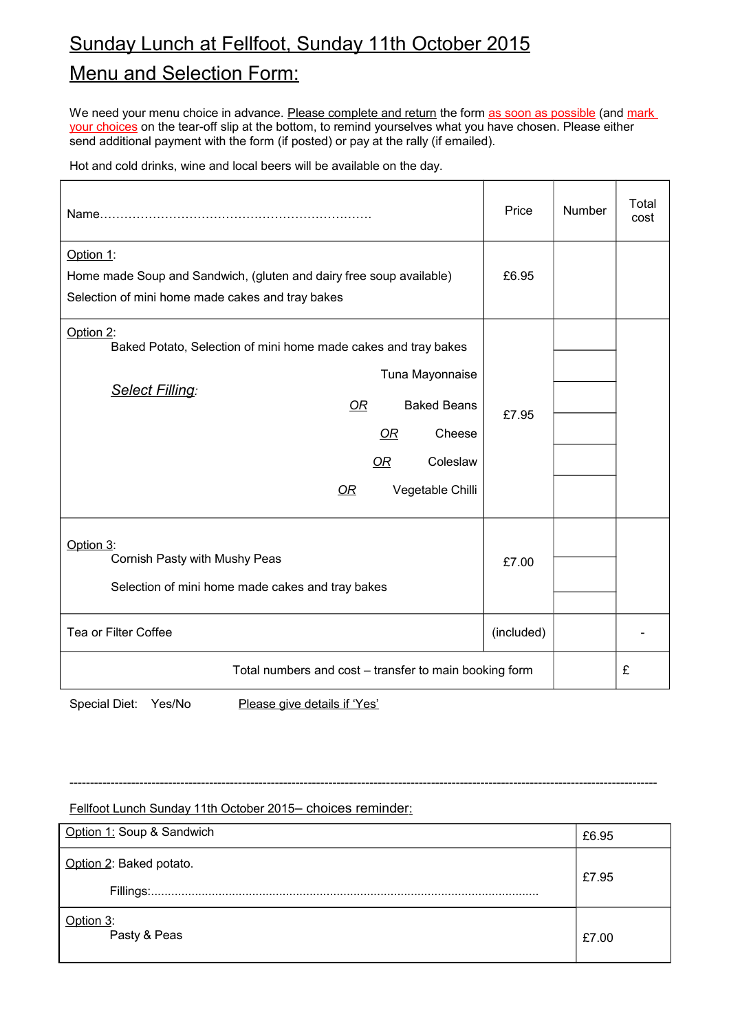# Sunday Lunch at Fellfoot, Sunday 11th October 2015

## Menu and Selection Form:

We need your menu choice in advance. Please complete and return the form as soon as possible (and mark your choices on the tear-off slip at the bottom, to remind yourselves what you have chosen. Please either send additional payment with the form (if posted) or pay at the rally (if emailed).

Hot and cold drinks, wine and local beers will be available on the day.

| Name…………………………………………………………… | Price | Number | Total cost |
|---|---|---|---|
| Option 1:<br>Home made Soup and Sandwich, (gluten and dairy free soup available)<br>Selection of mini home made cakes and tray bakes | £6.95 | | |
| Option 2:<br>Baked Potato, Selection of mini home made cakes and tray bakes<br>*Select Filling*:<br>Tuna Mayonnaise<br>OR Baked Beans<br>OR Cheese<br>OR Coleslaw<br>OR Vegetable Chilli | £7.95 | | |
| Option 3:<br>Cornish Pasty with Mushy Peas<br>Selection of mini home made cakes and tray bakes | £7.00 | | |
| Tea or Filter Coffee | (included) | | - |
| Total numbers and cost – transfer to main booking form | | | £ |

Special Diet: Yes/No Please give details if 'Yes'

---

Fellfoot Lunch Sunday 11th October 2015– choices reminder:

| | |
|---|---|
| Option 1: Soup & Sandwich | £6.95 |
| Option 2: Baked potato.<br>Fillings:………………………………………………………………………………………… | £7.95 |
| Option 3:<br>Pasty & Peas | £7.00 |